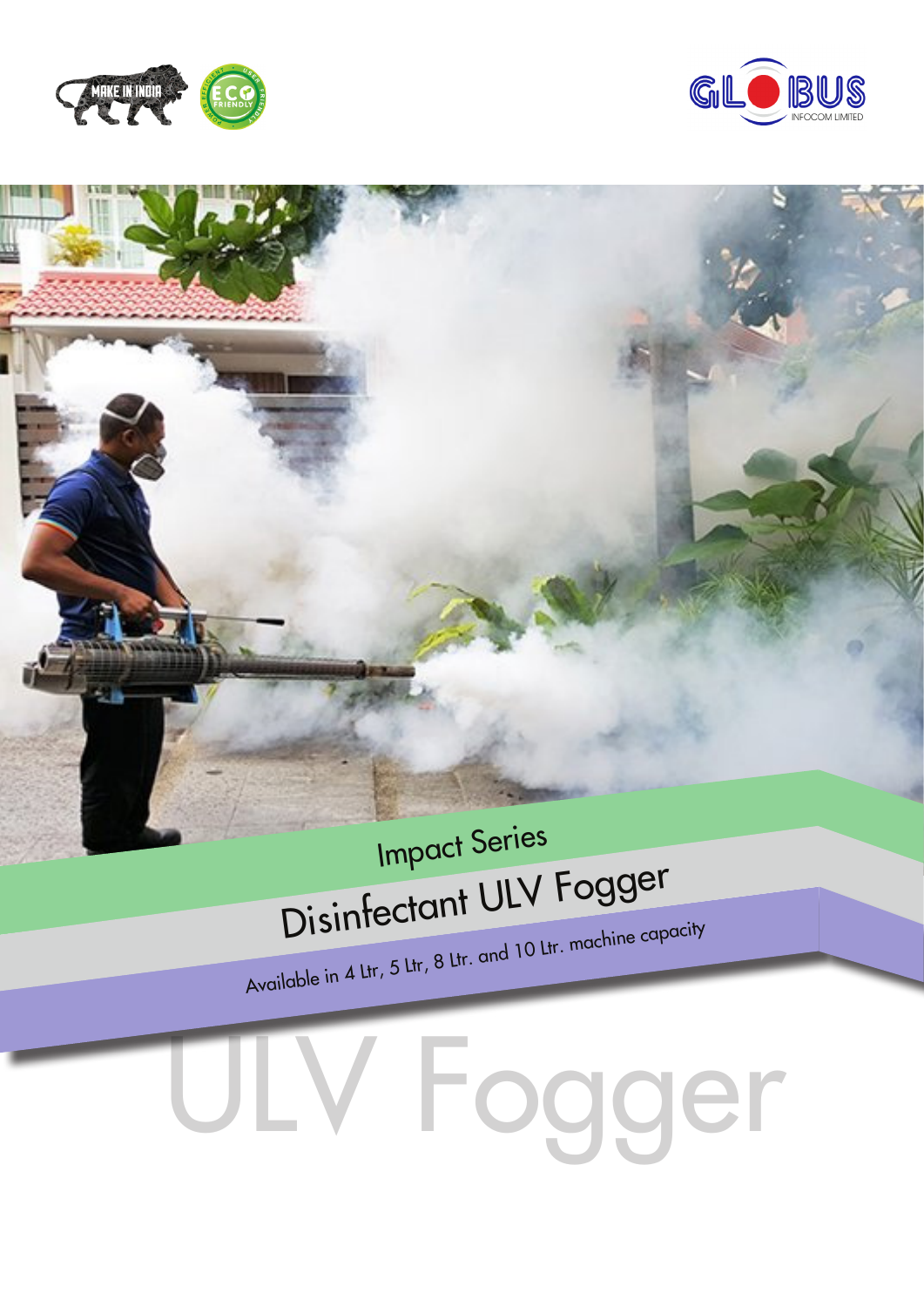GLOBUS INFOCOM LIMITED

Impact Series

# Disinfectant ULV Fogger

Available in 4 Ltr, 5 Ltr, 8 Ltr. and 10 Ltr. machine capacity

ULV Fogger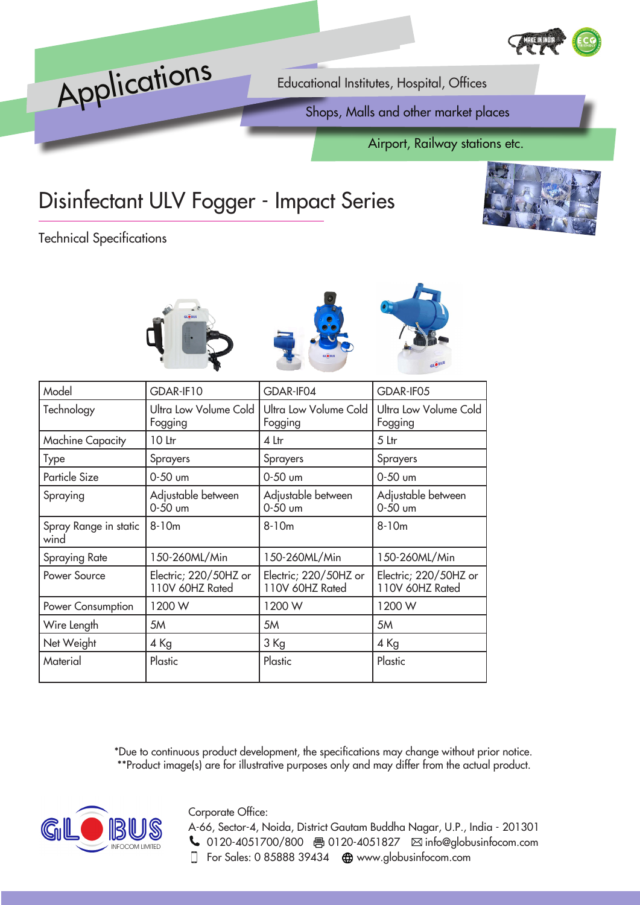# Applications

- Educational Institutes, Hospital, Offices
- Shops, Malls and other market places
- Airport, Railway stations etc.

## Disinfectant ULV Fogger - Impact Series

### Technical Specifications

| Model | GDAR-IF10 | GDAR-IF04 | GDAR-IF05 |
|---|---|---|---|
| Technology | Ultra Low Volume Cold Fogging | Ultra Low Volume Cold Fogging | Ultra Low Volume Cold Fogging |
| Machine Capacity | 10 Ltr | 4 Ltr | 5 Ltr |
| Type | Sprayers | Sprayers | Sprayers |
| Particle Size | 0-50 um | 0-50 um | 0-50 um |
| Spraying | Adjustable between 0-50 um | Adjustable between 0-50 um | Adjustable between 0-50 um |
| Spray Range in static wind | 8-10m | 8-10m | 8-10m |
| Spraying Rate | 150-260ML/Min | 150-260ML/Min | 150-260ML/Min |
| Power Source | Electric; 220/50HZ or 110V 60HZ Rated | Electric; 220/50HZ or 110V 60HZ Rated | Electric; 220/50HZ or 110V 60HZ Rated |
| Power Consumption | 1200 W | 1200 W | 1200 W |
| Wire Length | 5M | 5M | 5M |
| Net Weight | 4 Kg | 3 Kg | 4 Kg |
| Material | Plastic | Plastic | Plastic |

*Due to continuous product development, the specifications may change without prior notice.
**Product image(s) are for illustrative purposes only and may differ from the actual product.

GLOBUS INFOCOM LIMITED

Corporate Office:
A-66, Sector-4, Noida, District Gautam Buddha Nagar, U.P., India - 201301
0120-4051700/800  0120-4051827  info@globusinfocom.com
For Sales: 0 85888 39434  www.globusinfocom.com